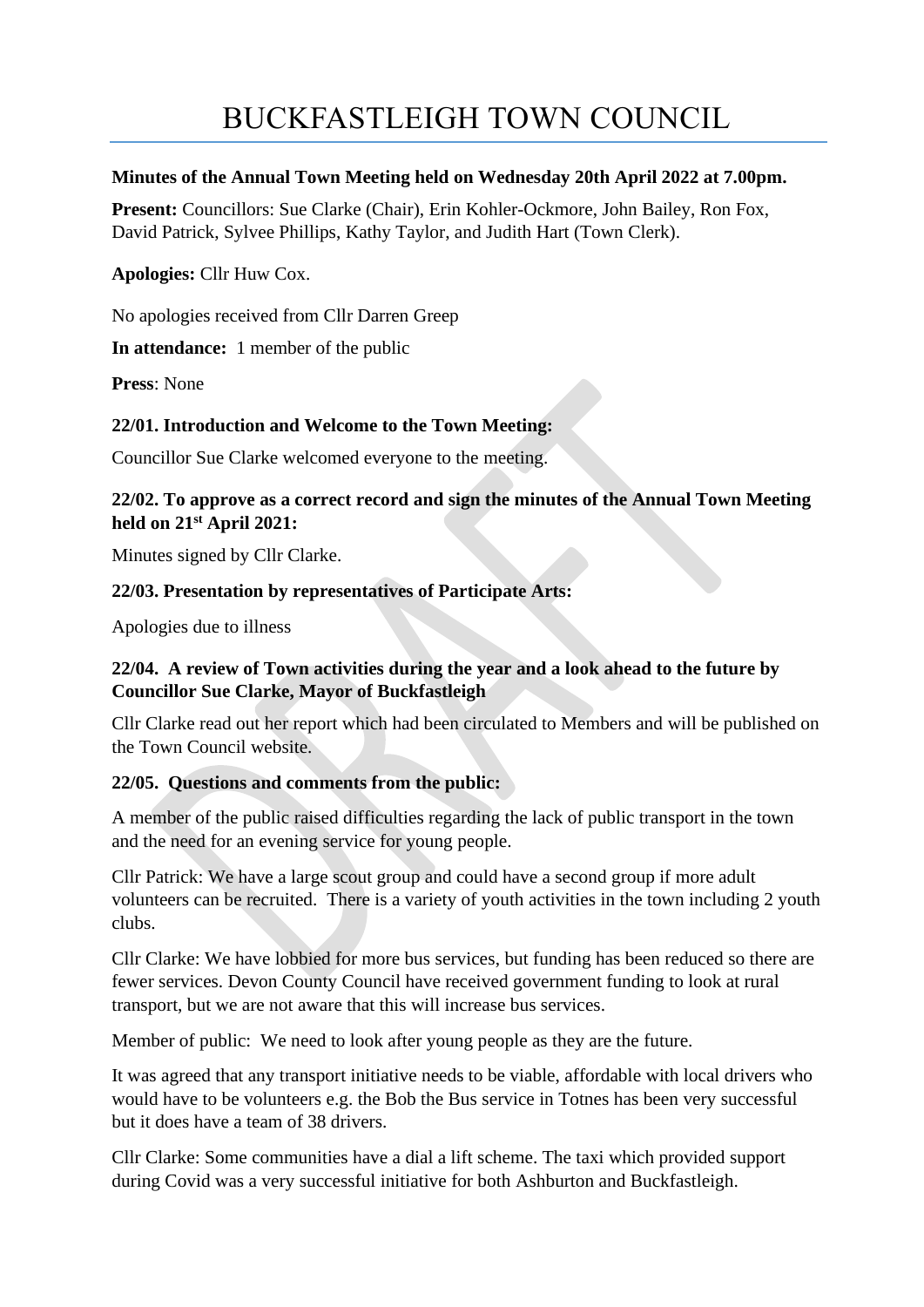# BUCKFASTLEIGH TOWN COUNCIL

**Minutes of the Annual Town Meeting held on Wednesday 20th April 2022 at 7.00pm.**

**Present:** Councillors: Sue Clarke (Chair), Erin Kohler-Ockmore, John Bailey, Ron Fox, David Patrick, Sylvee Phillips, Kathy Taylor, and Judith Hart (Town Clerk).

**Apologies:** Cllr Huw Cox.

No apologies received from Cllr Darren Greep

**In attendance:** 1 member of the public

**Press**: None

**22/01. Introduction and Welcome to the Town Meeting:**

Councillor Sue Clarke welcomed everyone to the meeting.

**22/02. To approve as a correct record and sign the minutes of the Annual Town Meeting held on 21st April 2021:**

Minutes signed by Cllr Clarke.

**22/03. Presentation by representatives of Participate Arts:**

Apologies due to illness

**22/04. A review of Town activities during the year and a look ahead to the future by Councillor Sue Clarke, Mayor of Buckfastleigh**

Cllr Clarke read out her report which had been circulated to Members and will be published on the Town Council website.

**22/05. Questions and comments from the public:**

A member of the public raised difficulties regarding the lack of public transport in the town and the need for an evening service for young people.

Cllr Patrick: We have a large scout group and could have a second group if more adult volunteers can be recruited. There is a variety of youth activities in the town including 2 youth clubs.

Cllr Clarke: We have lobbied for more bus services, but funding has been reduced so there are fewer services. Devon County Council have received government funding to look at rural transport, but we are not aware that this will increase bus services.

Member of public: We need to look after young people as they are the future.

It was agreed that any transport initiative needs to be viable, affordable with local drivers who would have to be volunteers e.g. the Bob the Bus service in Totnes has been very successful but it does have a team of 38 drivers.

Cllr Clarke: Some communities have a dial a lift scheme. The taxi which provided support during Covid was a very successful initiative for both Ashburton and Buckfastleigh.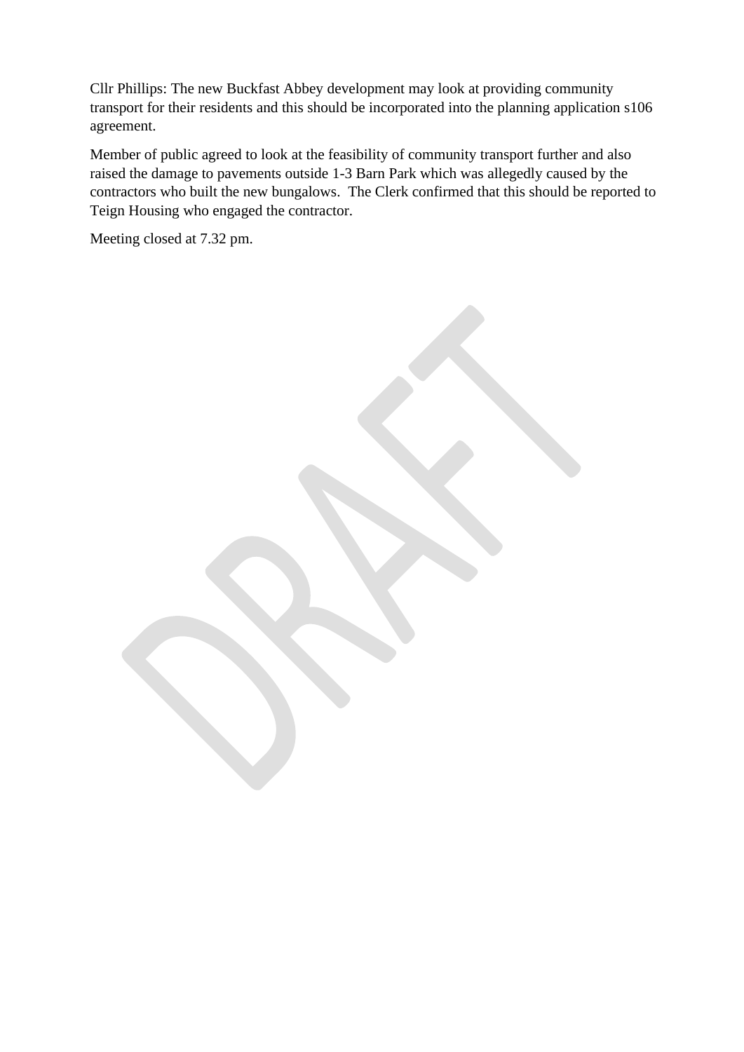Cllr Phillips: The new Buckfast Abbey development may look at providing community transport for their residents and this should be incorporated into the planning application s106 agreement.

Member of public agreed to look at the feasibility of community transport further and also raised the damage to pavements outside 1-3 Barn Park which was allegedly caused by the contractors who built the new bungalows. The Clerk confirmed that this should be reported to Teign Housing who engaged the contractor.

Meeting closed at 7.32 pm.

DRAFT